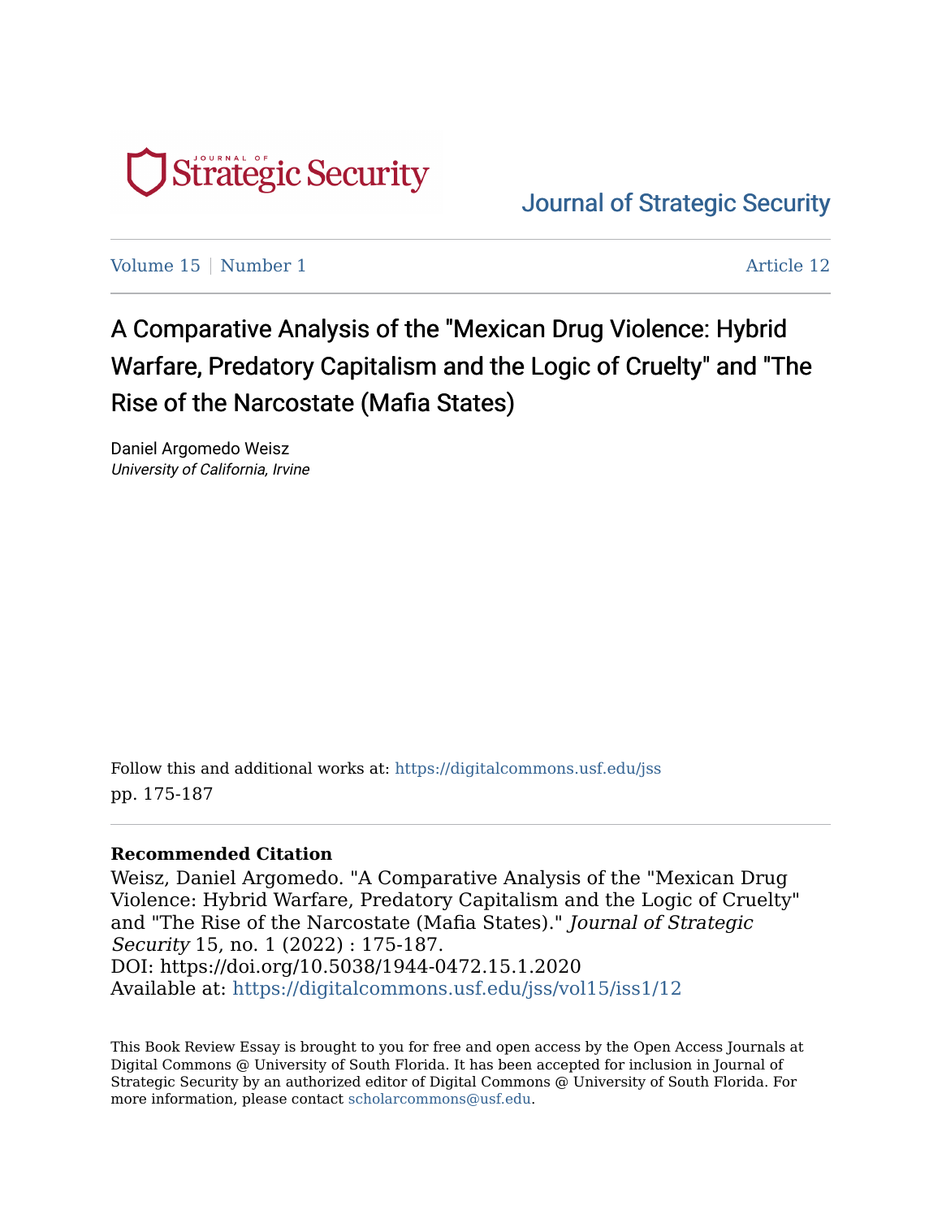Journal of Strategic Security

Volume 15 | Number 1 | Article 12

# A Comparative Analysis of the "Mexican Drug Violence: Hybrid Warfare, Predatory Capitalism and the Logic of Cruelty" and "The Rise of the Narcostate (Mafia States)

Daniel Argomedo Weisz
*University of California, Irvine*

Follow this and additional works at: https://digitalcommons.usf.edu/jss
pp. 175-187

**Recommended Citation**
Weisz, Daniel Argomedo. "A Comparative Analysis of the "Mexican Drug Violence: Hybrid Warfare, Predatory Capitalism and the Logic of Cruelty" and "The Rise of the Narcostate (Mafia States)." *Journal of Strategic Security* 15, no. 1 (2022) : 175-187.
DOI: https://doi.org/10.5038/1944-0472.15.1.2020
Available at: https://digitalcommons.usf.edu/jss/vol15/iss1/12

This Book Review Essay is brought to you for free and open access by the Open Access Journals at Digital Commons @ University of South Florida. It has been accepted for inclusion in Journal of Strategic Security by an authorized editor of Digital Commons @ University of South Florida. For more information, please contact scholarcommons@usf.edu.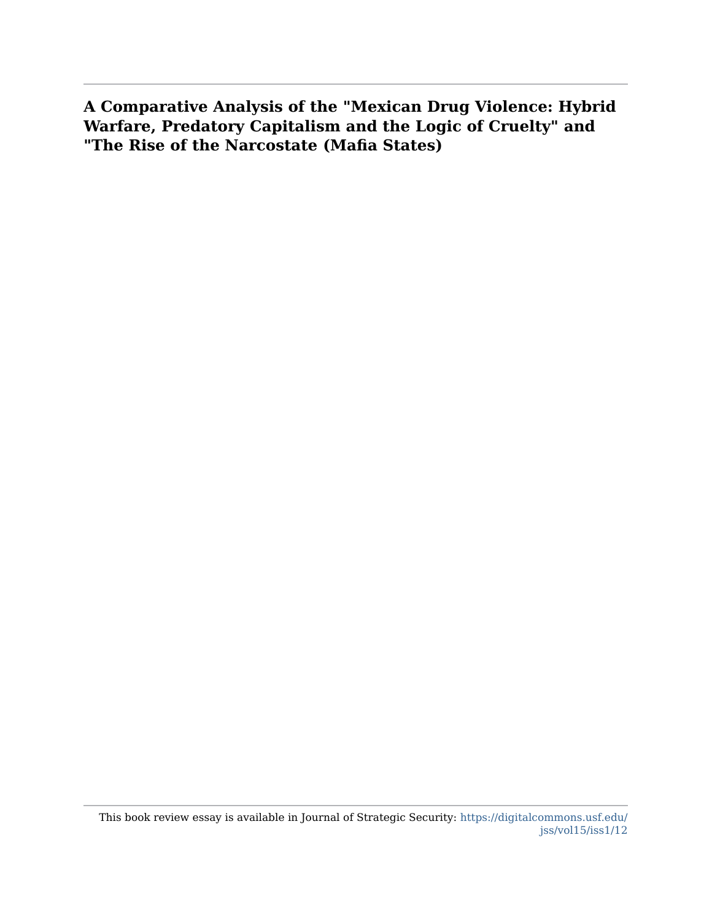# A Comparative Analysis of the "Mexican Drug Violence: Hybrid Warfare, Predatory Capitalism and the Logic of Cruelty" and "The Rise of the Narcostate (Mafia States)

This book review essay is available in Journal of Strategic Security: https://digitalcommons.usf.edu/jss/vol15/iss1/12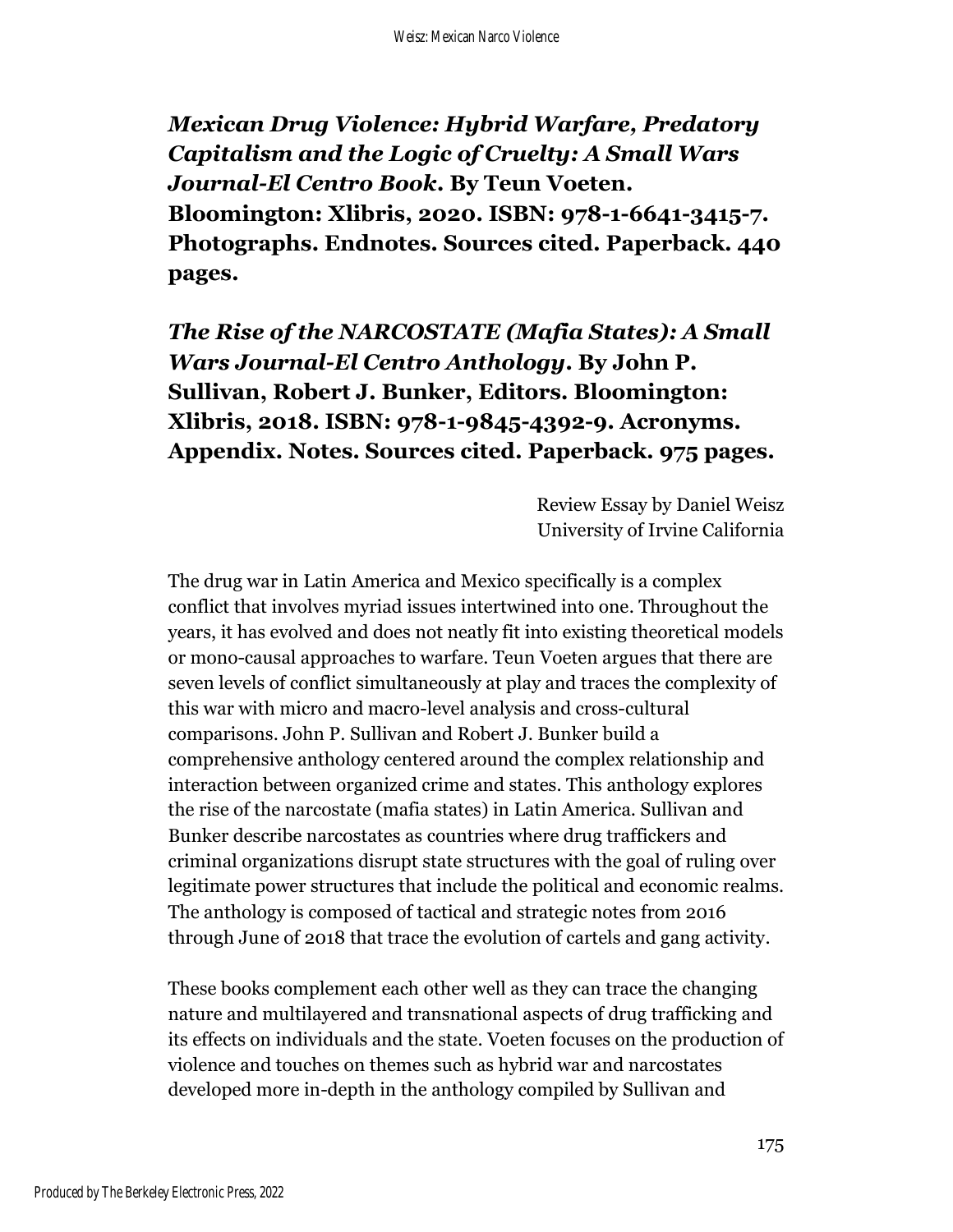***Mexican Drug Violence: Hybrid Warfare, Predatory Capitalism and the Logic of Cruelty: A Small Wars Journal-El Centro Book*. By Teun Voeten. Bloomington: Xlibris, 2020. ISBN: 978-1-6641-3415-7. Photographs. Endnotes. Sources cited. Paperback. 440 pages.**

***The Rise of the NARCOSTATE (Mafia States): A Small Wars Journal-El Centro Anthology*. By John P. Sullivan, Robert J. Bunker, Editors. Bloomington: Xlibris, 2018. ISBN: 978-1-9845-4392-9. Acronyms. Appendix. Notes. Sources cited. Paperback. 975 pages.**

Review Essay by Daniel Weisz
University of Irvine California

The drug war in Latin America and Mexico specifically is a complex conflict that involves myriad issues intertwined into one. Throughout the years, it has evolved and does not neatly fit into existing theoretical models or mono-causal approaches to warfare. Teun Voeten argues that there are seven levels of conflict simultaneously at play and traces the complexity of this war with micro and macro-level analysis and cross-cultural comparisons. John P. Sullivan and Robert J. Bunker build a comprehensive anthology centered around the complex relationship and interaction between organized crime and states. This anthology explores the rise of the narcostate (mafia states) in Latin America. Sullivan and Bunker describe narcostates as countries where drug traffickers and criminal organizations disrupt state structures with the goal of ruling over legitimate power structures that include the political and economic realms. The anthology is composed of tactical and strategic notes from 2016 through June of 2018 that trace the evolution of cartels and gang activity.

These books complement each other well as they can trace the changing nature and multilayered and transnational aspects of drug trafficking and its effects on individuals and the state. Voeten focuses on the production of violence and touches on themes such as hybrid war and narcostates developed more in-depth in the anthology compiled by Sullivan and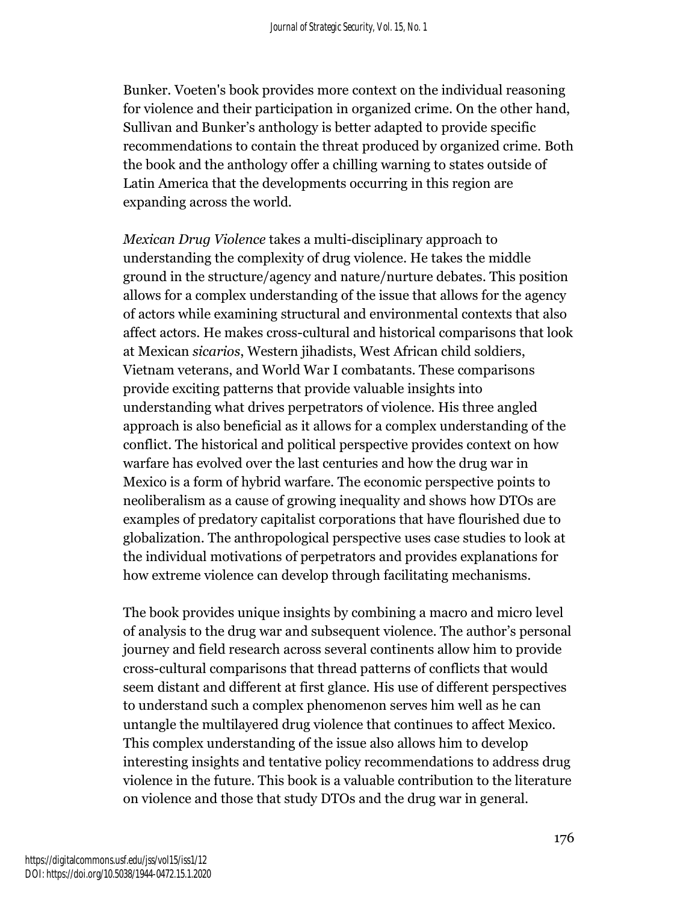Bunker. Voeten's book provides more context on the individual reasoning for violence and their participation in organized crime. On the other hand, Sullivan and Bunker's anthology is better adapted to provide specific recommendations to contain the threat produced by organized crime. Both the book and the anthology offer a chilling warning to states outside of Latin America that the developments occurring in this region are expanding across the world.

*Mexican Drug Violence* takes a multi-disciplinary approach to understanding the complexity of drug violence. He takes the middle ground in the structure/agency and nature/nurture debates. This position allows for a complex understanding of the issue that allows for the agency of actors while examining structural and environmental contexts that also affect actors. He makes cross-cultural and historical comparisons that look at Mexican *sicarios*, Western jihadists, West African child soldiers, Vietnam veterans, and World War I combatants. These comparisons provide exciting patterns that provide valuable insights into understanding what drives perpetrators of violence. His three angled approach is also beneficial as it allows for a complex understanding of the conflict. The historical and political perspective provides context on how warfare has evolved over the last centuries and how the drug war in Mexico is a form of hybrid warfare. The economic perspective points to neoliberalism as a cause of growing inequality and shows how DTOs are examples of predatory capitalist corporations that have flourished due to globalization. The anthropological perspective uses case studies to look at the individual motivations of perpetrators and provides explanations for how extreme violence can develop through facilitating mechanisms.

The book provides unique insights by combining a macro and micro level of analysis to the drug war and subsequent violence. The author's personal journey and field research across several continents allow him to provide cross-cultural comparisons that thread patterns of conflicts that would seem distant and different at first glance. His use of different perspectives to understand such a complex phenomenon serves him well as he can untangle the multilayered drug violence that continues to affect Mexico. This complex understanding of the issue also allows him to develop interesting insights and tentative policy recommendations to address drug violence in the future. This book is a valuable contribution to the literature on violence and those that study DTOs and the drug war in general.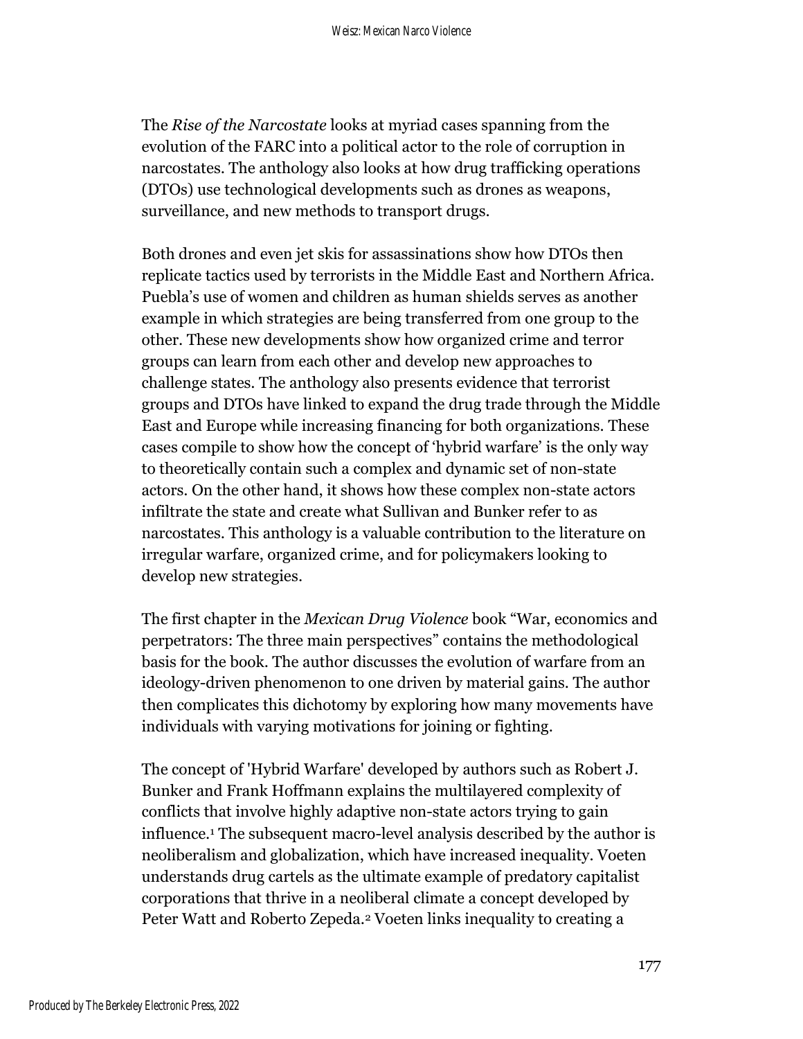The *Rise of the Narcostate* looks at myriad cases spanning from the evolution of the FARC into a political actor to the role of corruption in narcostates. The anthology also looks at how drug trafficking operations (DTOs) use technological developments such as drones as weapons, surveillance, and new methods to transport drugs.

Both drones and even jet skis for assassinations show how DTOs then replicate tactics used by terrorists in the Middle East and Northern Africa. Puebla's use of women and children as human shields serves as another example in which strategies are being transferred from one group to the other. These new developments show how organized crime and terror groups can learn from each other and develop new approaches to challenge states. The anthology also presents evidence that terrorist groups and DTOs have linked to expand the drug trade through the Middle East and Europe while increasing financing for both organizations. These cases compile to show how the concept of 'hybrid warfare' is the only way to theoretically contain such a complex and dynamic set of non-state actors. On the other hand, it shows how these complex non-state actors infiltrate the state and create what Sullivan and Bunker refer to as narcostates. This anthology is a valuable contribution to the literature on irregular warfare, organized crime, and for policymakers looking to develop new strategies.

The first chapter in the *Mexican Drug Violence* book "War, economics and perpetrators: The three main perspectives" contains the methodological basis for the book. The author discusses the evolution of warfare from an ideology-driven phenomenon to one driven by material gains. The author then complicates this dichotomy by exploring how many movements have individuals with varying motivations for joining or fighting.

The concept of 'Hybrid Warfare' developed by authors such as Robert J. Bunker and Frank Hoffmann explains the multilayered complexity of conflicts that involve highly adaptive non-state actors trying to gain influence.[1] The subsequent macro-level analysis described by the author is neoliberalism and globalization, which have increased inequality. Voeten understands drug cartels as the ultimate example of predatory capitalist corporations that thrive in a neoliberal climate a concept developed by Peter Watt and Roberto Zepeda.[2] Voeten links inequality to creating a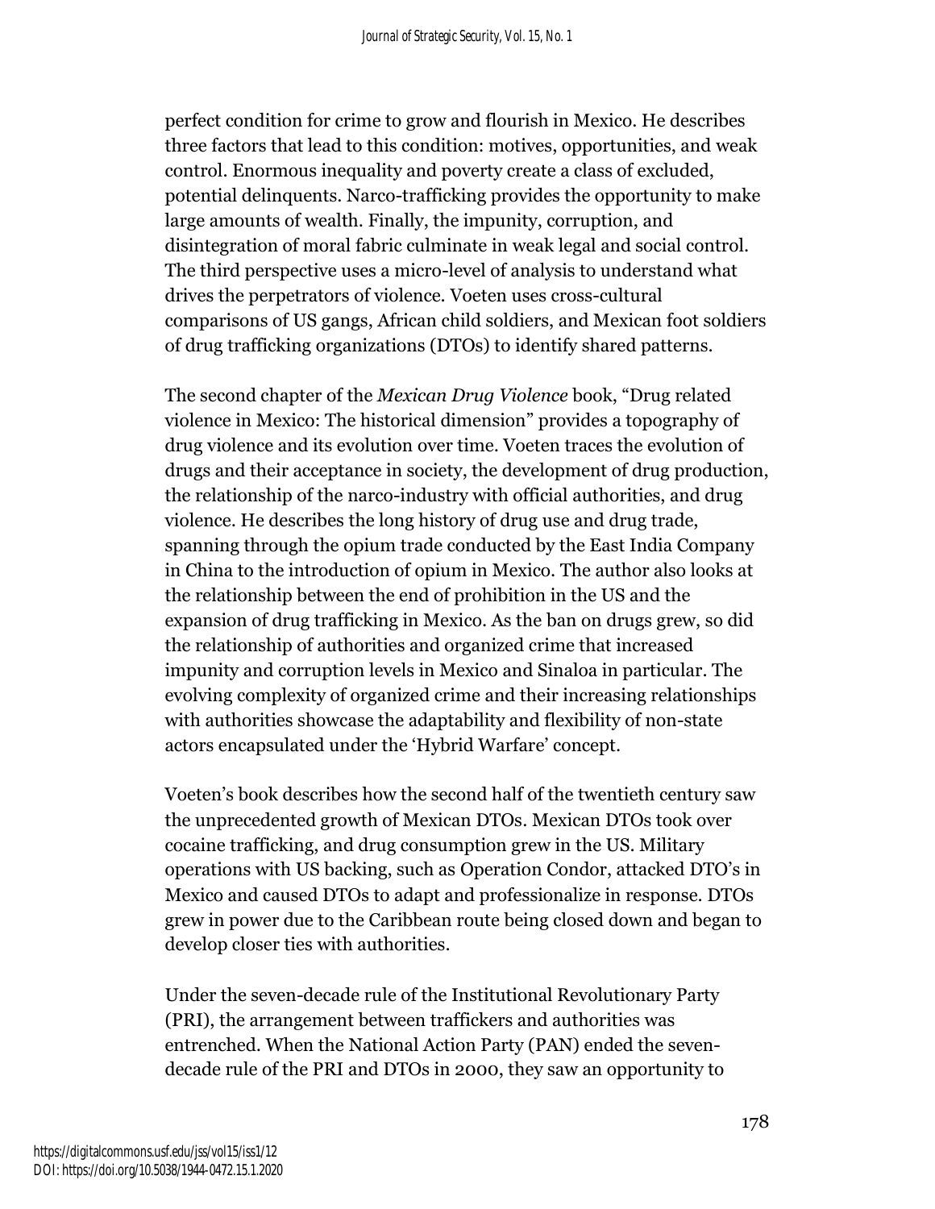perfect condition for crime to grow and flourish in Mexico. He describes three factors that lead to this condition: motives, opportunities, and weak control. Enormous inequality and poverty create a class of excluded, potential delinquents. Narco-trafficking provides the opportunity to make large amounts of wealth. Finally, the impunity, corruption, and disintegration of moral fabric culminate in weak legal and social control. The third perspective uses a micro-level of analysis to understand what drives the perpetrators of violence. Voeten uses cross-cultural comparisons of US gangs, African child soldiers, and Mexican foot soldiers of drug trafficking organizations (DTOs) to identify shared patterns.

The second chapter of the *Mexican Drug Violence* book, "Drug related violence in Mexico: The historical dimension" provides a topography of drug violence and its evolution over time. Voeten traces the evolution of drugs and their acceptance in society, the development of drug production, the relationship of the narco-industry with official authorities, and drug violence. He describes the long history of drug use and drug trade, spanning through the opium trade conducted by the East India Company in China to the introduction of opium in Mexico. The author also looks at the relationship between the end of prohibition in the US and the expansion of drug trafficking in Mexico. As the ban on drugs grew, so did the relationship of authorities and organized crime that increased impunity and corruption levels in Mexico and Sinaloa in particular. The evolving complexity of organized crime and their increasing relationships with authorities showcase the adaptability and flexibility of non-state actors encapsulated under the 'Hybrid Warfare' concept.

Voeten's book describes how the second half of the twentieth century saw the unprecedented growth of Mexican DTOs. Mexican DTOs took over cocaine trafficking, and drug consumption grew in the US. Military operations with US backing, such as Operation Condor, attacked DTO's in Mexico and caused DTOs to adapt and professionalize in response. DTOs grew in power due to the Caribbean route being closed down and began to develop closer ties with authorities.

Under the seven-decade rule of the Institutional Revolutionary Party (PRI), the arrangement between traffickers and authorities was entrenched. When the National Action Party (PAN) ended the seven-decade rule of the PRI and DTOs in 2000, they saw an opportunity to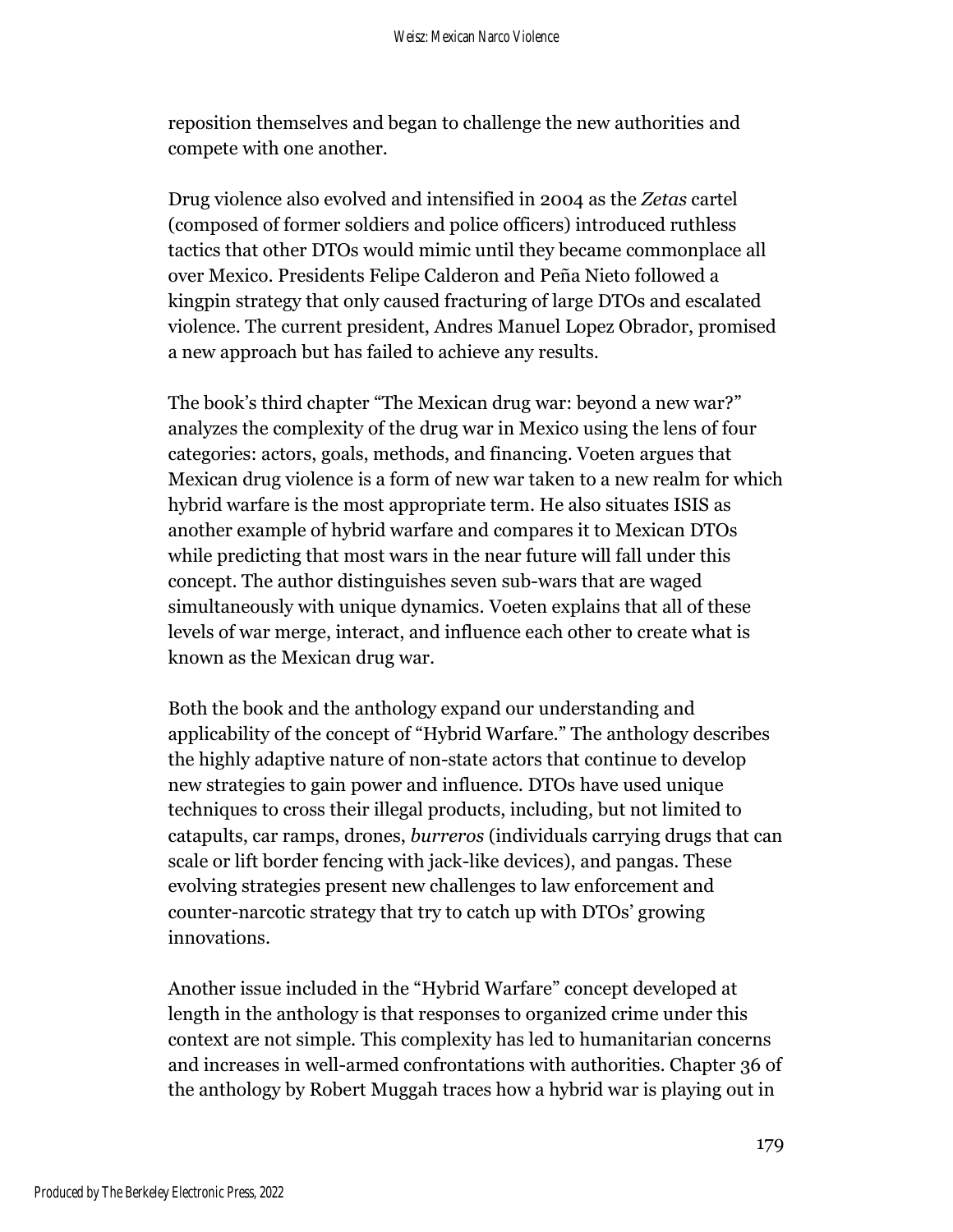reposition themselves and began to challenge the new authorities and compete with one another.

Drug violence also evolved and intensified in 2004 as the *Zetas* cartel (composed of former soldiers and police officers) introduced ruthless tactics that other DTOs would mimic until they became commonplace all over Mexico. Presidents Felipe Calderon and Peña Nieto followed a kingpin strategy that only caused fracturing of large DTOs and escalated violence. The current president, Andres Manuel Lopez Obrador, promised a new approach but has failed to achieve any results.

The book's third chapter "The Mexican drug war: beyond a new war?" analyzes the complexity of the drug war in Mexico using the lens of four categories: actors, goals, methods, and financing. Voeten argues that Mexican drug violence is a form of new war taken to a new realm for which hybrid warfare is the most appropriate term. He also situates ISIS as another example of hybrid warfare and compares it to Mexican DTOs while predicting that most wars in the near future will fall under this concept. The author distinguishes seven sub-wars that are waged simultaneously with unique dynamics. Voeten explains that all of these levels of war merge, interact, and influence each other to create what is known as the Mexican drug war.

Both the book and the anthology expand our understanding and applicability of the concept of "Hybrid Warfare." The anthology describes the highly adaptive nature of non-state actors that continue to develop new strategies to gain power and influence. DTOs have used unique techniques to cross their illegal products, including, but not limited to catapults, car ramps, drones, *burreros* (individuals carrying drugs that can scale or lift border fencing with jack-like devices), and pangas. These evolving strategies present new challenges to law enforcement and counter-narcotic strategy that try to catch up with DTOs' growing innovations.

Another issue included in the "Hybrid Warfare" concept developed at length in the anthology is that responses to organized crime under this context are not simple. This complexity has led to humanitarian concerns and increases in well-armed confrontations with authorities. Chapter 36 of the anthology by Robert Muggah traces how a hybrid war is playing out in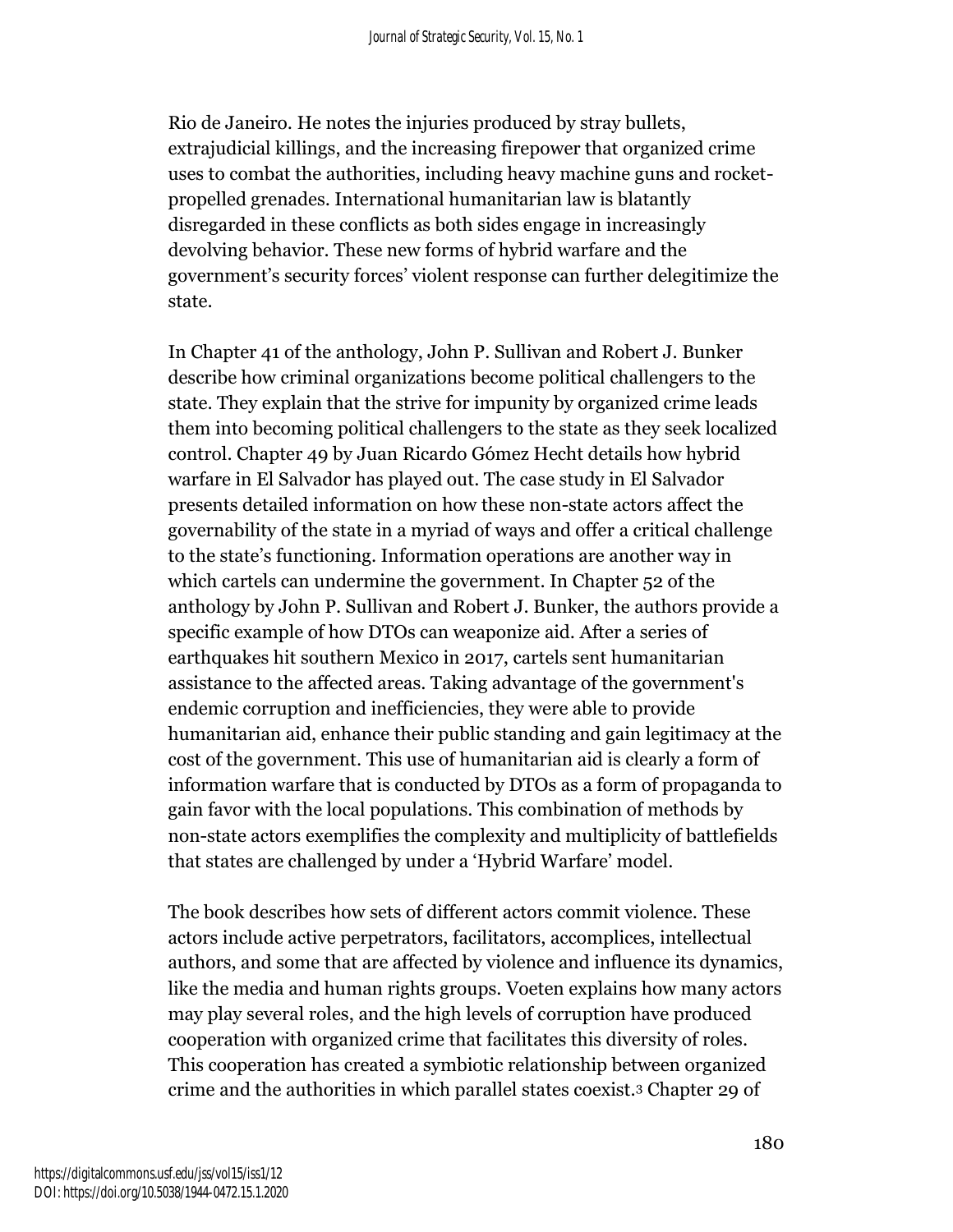Rio de Janeiro. He notes the injuries produced by stray bullets, extrajudicial killings, and the increasing firepower that organized crime uses to combat the authorities, including heavy machine guns and rocket-propelled grenades. International humanitarian law is blatantly disregarded in these conflicts as both sides engage in increasingly devolving behavior. These new forms of hybrid warfare and the government's security forces' violent response can further delegitimize the state.

In Chapter 41 of the anthology, John P. Sullivan and Robert J. Bunker describe how criminal organizations become political challengers to the state. They explain that the strive for impunity by organized crime leads them into becoming political challengers to the state as they seek localized control. Chapter 49 by Juan Ricardo Gómez Hecht details how hybrid warfare in El Salvador has played out. The case study in El Salvador presents detailed information on how these non-state actors affect the governability of the state in a myriad of ways and offer a critical challenge to the state's functioning. Information operations are another way in which cartels can undermine the government. In Chapter 52 of the anthology by John P. Sullivan and Robert J. Bunker, the authors provide a specific example of how DTOs can weaponize aid. After a series of earthquakes hit southern Mexico in 2017, cartels sent humanitarian assistance to the affected areas. Taking advantage of the government's endemic corruption and inefficiencies, they were able to provide humanitarian aid, enhance their public standing and gain legitimacy at the cost of the government. This use of humanitarian aid is clearly a form of information warfare that is conducted by DTOs as a form of propaganda to gain favor with the local populations. This combination of methods by non-state actors exemplifies the complexity and multiplicity of battlefields that states are challenged by under a 'Hybrid Warfare' model.

The book describes how sets of different actors commit violence. These actors include active perpetrators, facilitators, accomplices, intellectual authors, and some that are affected by violence and influence its dynamics, like the media and human rights groups. Voeten explains how many actors may play several roles, and the high levels of corruption have produced cooperation with organized crime that facilitates this diversity of roles. This cooperation has created a symbiotic relationship between organized crime and the authorities in which parallel states coexist.[3] Chapter 29 of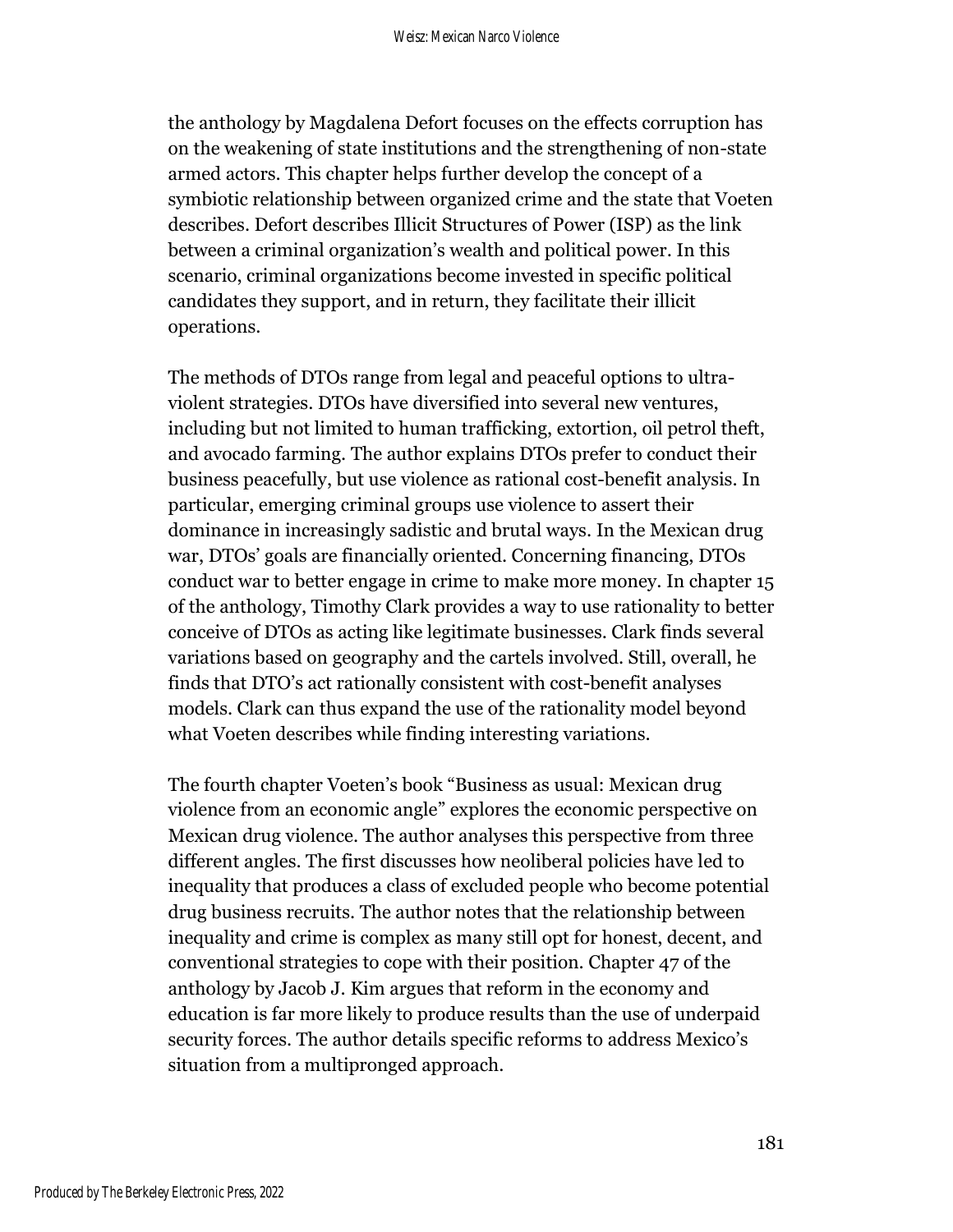the anthology by Magdalena Defort focuses on the effects corruption has on the weakening of state institutions and the strengthening of non-state armed actors. This chapter helps further develop the concept of a symbiotic relationship between organized crime and the state that Voeten describes. Defort describes Illicit Structures of Power (ISP) as the link between a criminal organization's wealth and political power. In this scenario, criminal organizations become invested in specific political candidates they support, and in return, they facilitate their illicit operations.

The methods of DTOs range from legal and peaceful options to ultra-violent strategies. DTOs have diversified into several new ventures, including but not limited to human trafficking, extortion, oil petrol theft, and avocado farming. The author explains DTOs prefer to conduct their business peacefully, but use violence as rational cost-benefit analysis. In particular, emerging criminal groups use violence to assert their dominance in increasingly sadistic and brutal ways. In the Mexican drug war, DTOs' goals are financially oriented. Concerning financing, DTOs conduct war to better engage in crime to make more money. In chapter 15 of the anthology, Timothy Clark provides a way to use rationality to better conceive of DTOs as acting like legitimate businesses. Clark finds several variations based on geography and the cartels involved. Still, overall, he finds that DTO's act rationally consistent with cost-benefit analyses models. Clark can thus expand the use of the rationality model beyond what Voeten describes while finding interesting variations.

The fourth chapter Voeten's book "Business as usual: Mexican drug violence from an economic angle" explores the economic perspective on Mexican drug violence. The author analyses this perspective from three different angles. The first discusses how neoliberal policies have led to inequality that produces a class of excluded people who become potential drug business recruits. The author notes that the relationship between inequality and crime is complex as many still opt for honest, decent, and conventional strategies to cope with their position. Chapter 47 of the anthology by Jacob J. Kim argues that reform in the economy and education is far more likely to produce results than the use of underpaid security forces. The author details specific reforms to address Mexico's situation from a multipronged approach.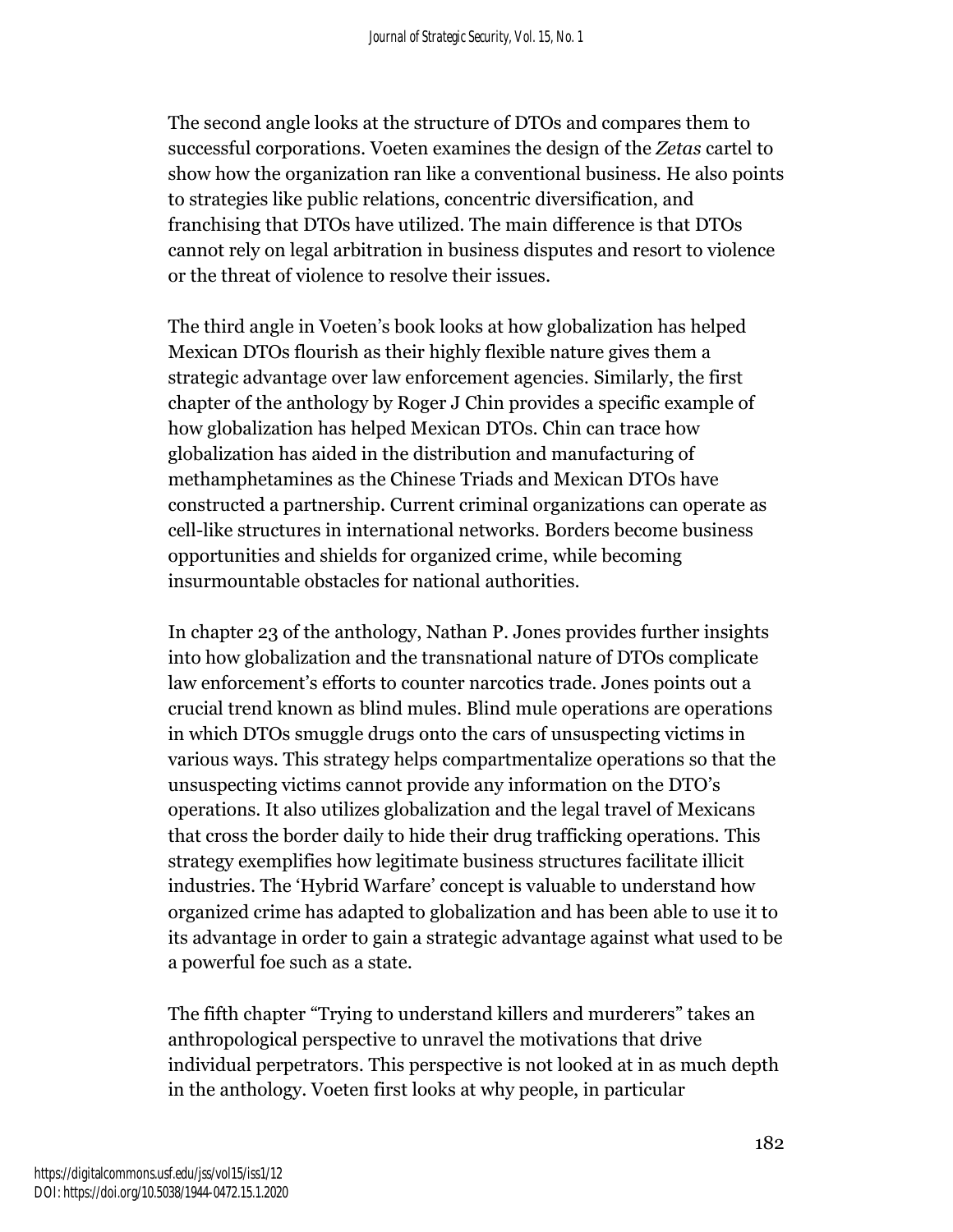The second angle looks at the structure of DTOs and compares them to successful corporations. Voeten examines the design of the *Zetas* cartel to show how the organization ran like a conventional business. He also points to strategies like public relations, concentric diversification, and franchising that DTOs have utilized. The main difference is that DTOs cannot rely on legal arbitration in business disputes and resort to violence or the threat of violence to resolve their issues.

The third angle in Voeten's book looks at how globalization has helped Mexican DTOs flourish as their highly flexible nature gives them a strategic advantage over law enforcement agencies. Similarly, the first chapter of the anthology by Roger J Chin provides a specific example of how globalization has helped Mexican DTOs. Chin can trace how globalization has aided in the distribution and manufacturing of methamphetamines as the Chinese Triads and Mexican DTOs have constructed a partnership. Current criminal organizations can operate as cell-like structures in international networks. Borders become business opportunities and shields for organized crime, while becoming insurmountable obstacles for national authorities.

In chapter 23 of the anthology, Nathan P. Jones provides further insights into how globalization and the transnational nature of DTOs complicate law enforcement's efforts to counter narcotics trade. Jones points out a crucial trend known as blind mules. Blind mule operations are operations in which DTOs smuggle drugs onto the cars of unsuspecting victims in various ways. This strategy helps compartmentalize operations so that the unsuspecting victims cannot provide any information on the DTO's operations. It also utilizes globalization and the legal travel of Mexicans that cross the border daily to hide their drug trafficking operations. This strategy exemplifies how legitimate business structures facilitate illicit industries. The 'Hybrid Warfare' concept is valuable to understand how organized crime has adapted to globalization and has been able to use it to its advantage in order to gain a strategic advantage against what used to be a powerful foe such as a state.

The fifth chapter "Trying to understand killers and murderers" takes an anthropological perspective to unravel the motivations that drive individual perpetrators. This perspective is not looked at in as much depth in the anthology. Voeten first looks at why people, in particular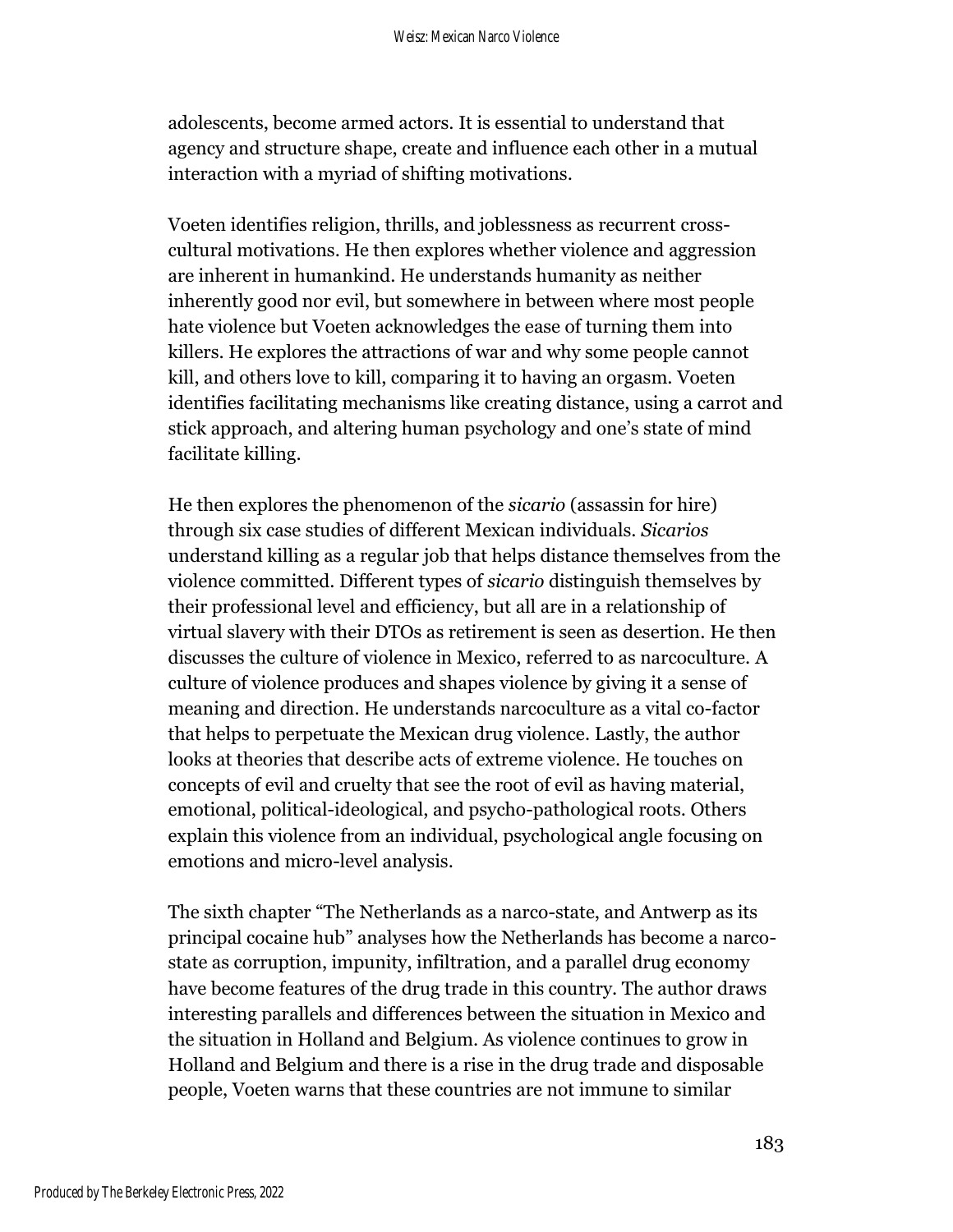adolescents, become armed actors. It is essential to understand that agency and structure shape, create and influence each other in a mutual interaction with a myriad of shifting motivations.

Voeten identifies religion, thrills, and joblessness as recurrent cross-cultural motivations. He then explores whether violence and aggression are inherent in humankind. He understands humanity as neither inherently good nor evil, but somewhere in between where most people hate violence but Voeten acknowledges the ease of turning them into killers. He explores the attractions of war and why some people cannot kill, and others love to kill, comparing it to having an orgasm. Voeten identifies facilitating mechanisms like creating distance, using a carrot and stick approach, and altering human psychology and one's state of mind facilitate killing.

He then explores the phenomenon of the *sicario* (assassin for hire) through six case studies of different Mexican individuals. *Sicarios* understand killing as a regular job that helps distance themselves from the violence committed. Different types of *sicario* distinguish themselves by their professional level and efficiency, but all are in a relationship of virtual slavery with their DTOs as retirement is seen as desertion. He then discusses the culture of violence in Mexico, referred to as narcoculture. A culture of violence produces and shapes violence by giving it a sense of meaning and direction. He understands narcoculture as a vital co-factor that helps to perpetuate the Mexican drug violence. Lastly, the author looks at theories that describe acts of extreme violence. He touches on concepts of evil and cruelty that see the root of evil as having material, emotional, political-ideological, and psycho-pathological roots. Others explain this violence from an individual, psychological angle focusing on emotions and micro-level analysis.

The sixth chapter "The Netherlands as a narco-state, and Antwerp as its principal cocaine hub" analyses how the Netherlands has become a narco-state as corruption, impunity, infiltration, and a parallel drug economy have become features of the drug trade in this country. The author draws interesting parallels and differences between the situation in Mexico and the situation in Holland and Belgium. As violence continues to grow in Holland and Belgium and there is a rise in the drug trade and disposable people, Voeten warns that these countries are not immune to similar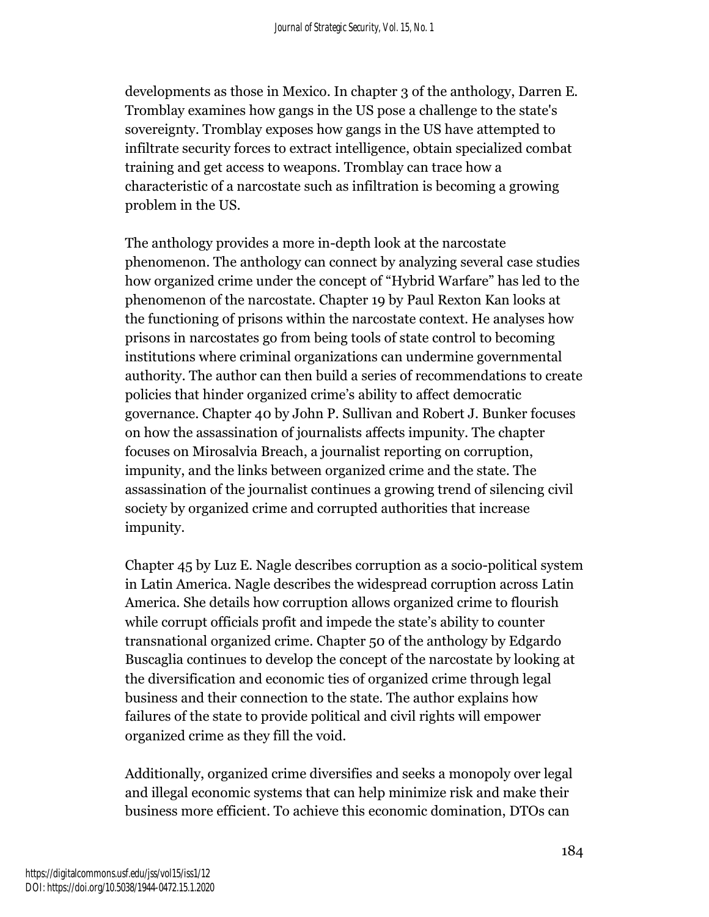developments as those in Mexico. In chapter 3 of the anthology, Darren E. Tromblay examines how gangs in the US pose a challenge to the state's sovereignty. Tromblay exposes how gangs in the US have attempted to infiltrate security forces to extract intelligence, obtain specialized combat training and get access to weapons. Tromblay can trace how a characteristic of a narcostate such as infiltration is becoming a growing problem in the US.

The anthology provides a more in-depth look at the narcostate phenomenon. The anthology can connect by analyzing several case studies how organized crime under the concept of "Hybrid Warfare" has led to the phenomenon of the narcostate. Chapter 19 by Paul Rexton Kan looks at the functioning of prisons within the narcostate context. He analyses how prisons in narcostates go from being tools of state control to becoming institutions where criminal organizations can undermine governmental authority. The author can then build a series of recommendations to create policies that hinder organized crime's ability to affect democratic governance. Chapter 40 by John P. Sullivan and Robert J. Bunker focuses on how the assassination of journalists affects impunity. The chapter focuses on Mirosalvia Breach, a journalist reporting on corruption, impunity, and the links between organized crime and the state. The assassination of the journalist continues a growing trend of silencing civil society by organized crime and corrupted authorities that increase impunity.

Chapter 45 by Luz E. Nagle describes corruption as a socio-political system in Latin America. Nagle describes the widespread corruption across Latin America. She details how corruption allows organized crime to flourish while corrupt officials profit and impede the state's ability to counter transnational organized crime. Chapter 50 of the anthology by Edgardo Buscaglia continues to develop the concept of the narcostate by looking at the diversification and economic ties of organized crime through legal business and their connection to the state. The author explains how failures of the state to provide political and civil rights will empower organized crime as they fill the void.

Additionally, organized crime diversifies and seeks a monopoly over legal and illegal economic systems that can help minimize risk and make their business more efficient. To achieve this economic domination, DTOs can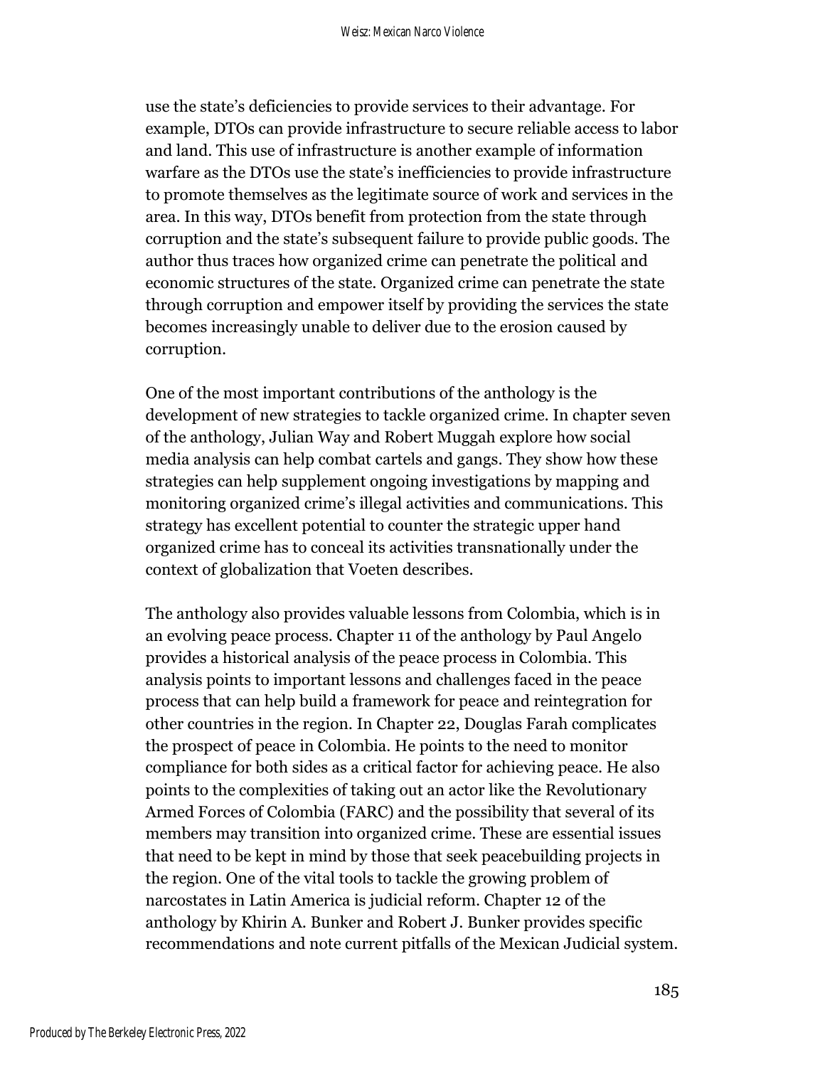use the state's deficiencies to provide services to their advantage. For example, DTOs can provide infrastructure to secure reliable access to labor and land. This use of infrastructure is another example of information warfare as the DTOs use the state's inefficiencies to provide infrastructure to promote themselves as the legitimate source of work and services in the area. In this way, DTOs benefit from protection from the state through corruption and the state's subsequent failure to provide public goods. The author thus traces how organized crime can penetrate the political and economic structures of the state. Organized crime can penetrate the state through corruption and empower itself by providing the services the state becomes increasingly unable to deliver due to the erosion caused by corruption.

One of the most important contributions of the anthology is the development of new strategies to tackle organized crime. In chapter seven of the anthology, Julian Way and Robert Muggah explore how social media analysis can help combat cartels and gangs. They show how these strategies can help supplement ongoing investigations by mapping and monitoring organized crime's illegal activities and communications. This strategy has excellent potential to counter the strategic upper hand organized crime has to conceal its activities transnationally under the context of globalization that Voeten describes.

The anthology also provides valuable lessons from Colombia, which is in an evolving peace process. Chapter 11 of the anthology by Paul Angelo provides a historical analysis of the peace process in Colombia. This analysis points to important lessons and challenges faced in the peace process that can help build a framework for peace and reintegration for other countries in the region. In Chapter 22, Douglas Farah complicates the prospect of peace in Colombia. He points to the need to monitor compliance for both sides as a critical factor for achieving peace. He also points to the complexities of taking out an actor like the Revolutionary Armed Forces of Colombia (FARC) and the possibility that several of its members may transition into organized crime. These are essential issues that need to be kept in mind by those that seek peacebuilding projects in the region. One of the vital tools to tackle the growing problem of narcostates in Latin America is judicial reform. Chapter 12 of the anthology by Khirin A. Bunker and Robert J. Bunker provides specific recommendations and note current pitfalls of the Mexican Judicial system.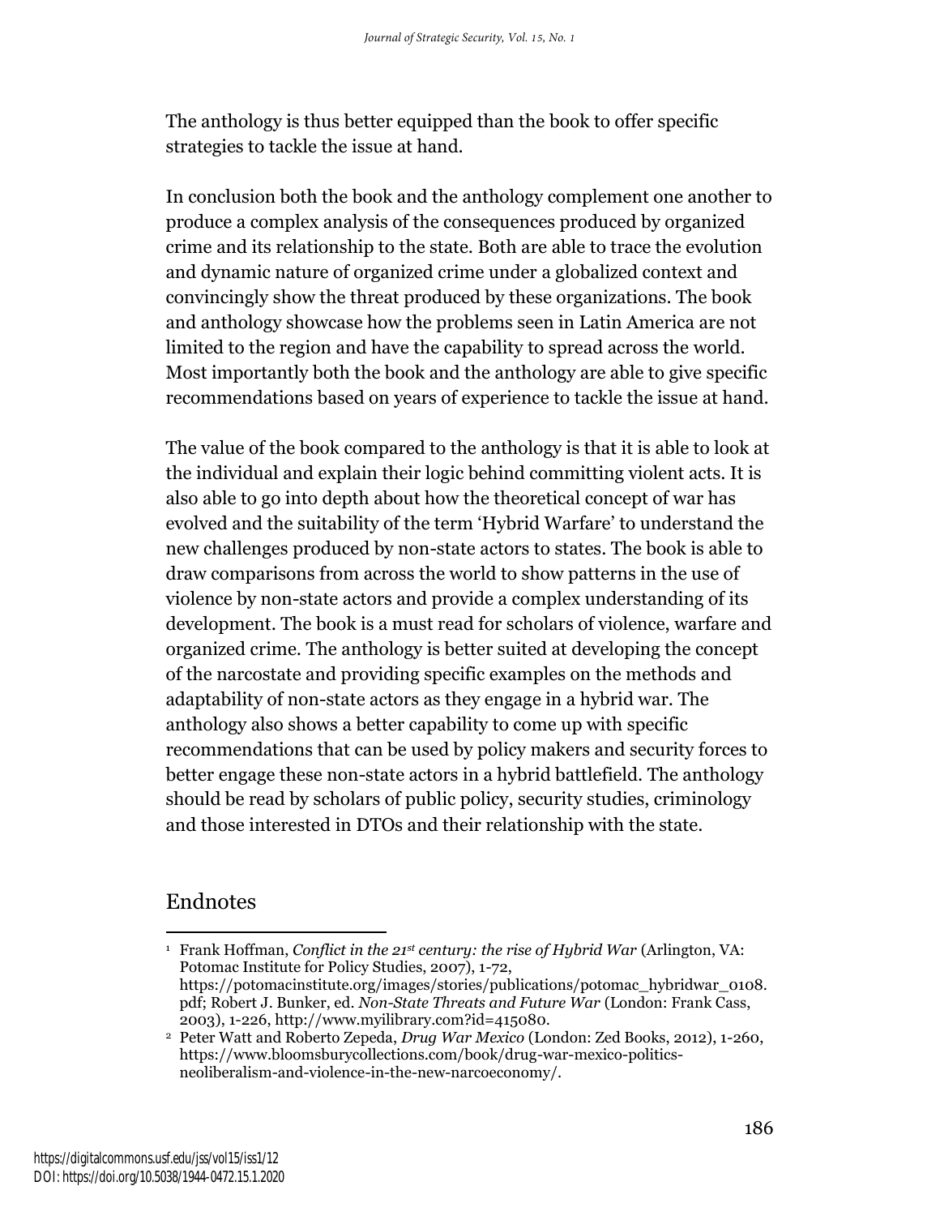The anthology is thus better equipped than the book to offer specific strategies to tackle the issue at hand.

In conclusion both the book and the anthology complement one another to produce a complex analysis of the consequences produced by organized crime and its relationship to the state. Both are able to trace the evolution and dynamic nature of organized crime under a globalized context and convincingly show the threat produced by these organizations. The book and anthology showcase how the problems seen in Latin America are not limited to the region and have the capability to spread across the world. Most importantly both the book and the anthology are able to give specific recommendations based on years of experience to tackle the issue at hand.

The value of the book compared to the anthology is that it is able to look at the individual and explain their logic behind committing violent acts. It is also able to go into depth about how the theoretical concept of war has evolved and the suitability of the term 'Hybrid Warfare' to understand the new challenges produced by non-state actors to states. The book is able to draw comparisons from across the world to show patterns in the use of violence by non-state actors and provide a complex understanding of its development. The book is a must read for scholars of violence, warfare and organized crime. The anthology is better suited at developing the concept of the narcostate and providing specific examples on the methods and adaptability of non-state actors as they engage in a hybrid war. The anthology also shows a better capability to come up with specific recommendations that can be used by policy makers and security forces to better engage these non-state actors in a hybrid battlefield. The anthology should be read by scholars of public policy, security studies, criminology and those interested in DTOs and their relationship with the state.

## Endnotes

[1] Frank Hoffman, *Conflict in the 21st century: the rise of Hybrid War* (Arlington, VA: Potomac Institute for Policy Studies, 2007), 1-72, https://potomacinstitute.org/images/stories/publications/potomac_hybridwar_0108.pdf; Robert J. Bunker, ed. *Non-State Threats and Future War* (London: Frank Cass, 2003), 1-226, http://www.myilibrary.com?id=415080.

[2] Peter Watt and Roberto Zepeda, *Drug War Mexico* (London: Zed Books, 2012), 1-260, https://www.bloomsburycollections.com/book/drug-war-mexico-politics-neoliberalism-and-violence-in-the-new-narcoeconomy/.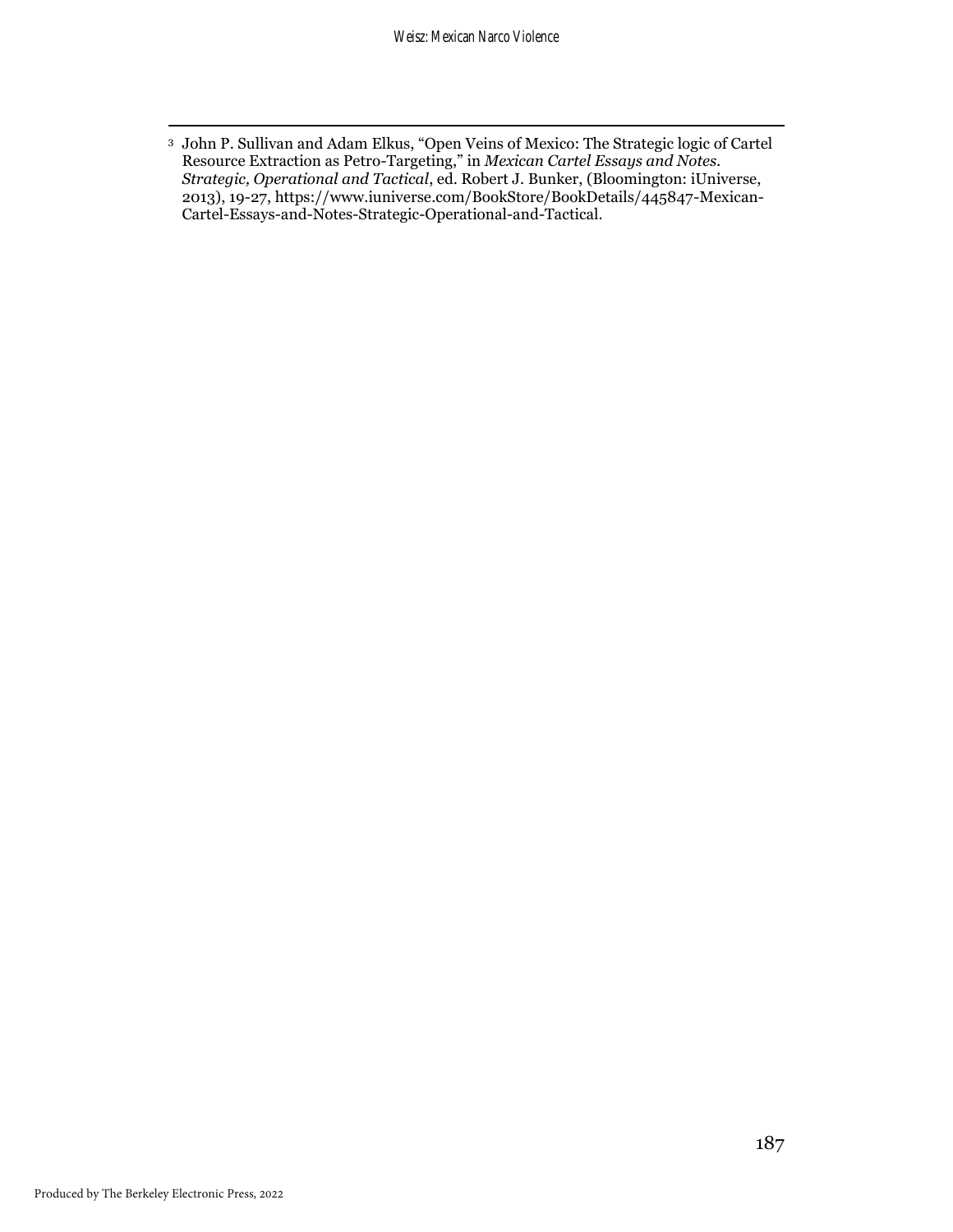[3] John P. Sullivan and Adam Elkus, "Open Veins of Mexico: The Strategic logic of Cartel Resource Extraction as Petro-Targeting," in *Mexican Cartel Essays and Notes. Strategic, Operational and Tactical*, ed. Robert J. Bunker, (Bloomington: iUniverse, 2013), 19-27, https://www.iuniverse.com/BookStore/BookDetails/445847-Mexican-Cartel-Essays-and-Notes-Strategic-Operational-and-Tactical.